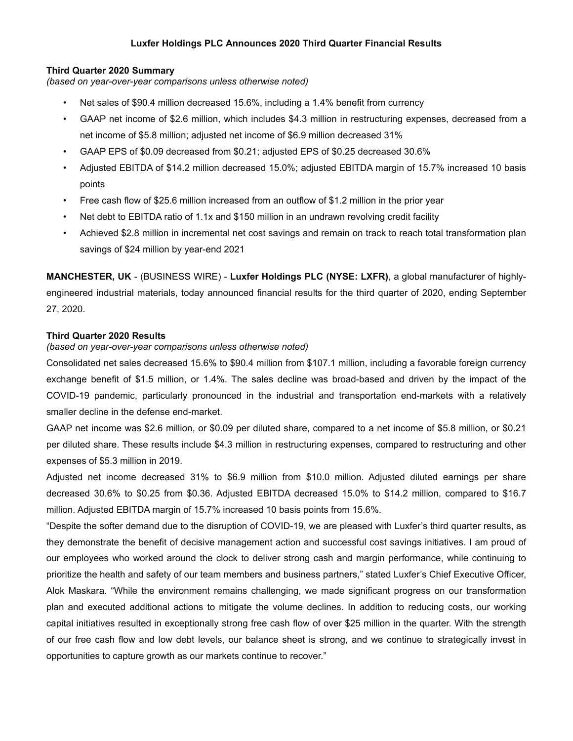# Luxfer Holdings PLC Announces 2020 Third Quarter Financial Results

**Third Quarter 2020 Summary**
*(based on year-over-year comparisons unless otherwise noted)*

- Net sales of $90.4 million decreased 15.6%, including a 1.4% benefit from currency
- GAAP net income of $2.6 million, which includes $4.3 million in restructuring expenses, decreased from a net income of $5.8 million; adjusted net income of $6.9 million decreased 31%
- GAAP EPS of $0.09 decreased from $0.21; adjusted EPS of $0.25 decreased 30.6%
- Adjusted EBITDA of $14.2 million decreased 15.0%; adjusted EBITDA margin of 15.7% increased 10 basis points
- Free cash flow of $25.6 million increased from an outflow of $1.2 million in the prior year
- Net debt to EBITDA ratio of 1.1x and $150 million in an undrawn revolving credit facility
- Achieved $2.8 million in incremental net cost savings and remain on track to reach total transformation plan savings of $24 million by year-end 2021

**MANCHESTER, UK** - (BUSINESS WIRE) - **Luxfer Holdings PLC (NYSE: LXFR)**, a global manufacturer of highly-engineered industrial materials, today announced financial results for the third quarter of 2020, ending September 27, 2020.

**Third Quarter 2020 Results**
*(based on year-over-year comparisons unless otherwise noted)*

Consolidated net sales decreased 15.6% to $90.4 million from $107.1 million, including a favorable foreign currency exchange benefit of $1.5 million, or 1.4%. The sales decline was broad-based and driven by the impact of the COVID-19 pandemic, particularly pronounced in the industrial and transportation end-markets with a relatively smaller decline in the defense end-market.

GAAP net income was $2.6 million, or $0.09 per diluted share, compared to a net income of $5.8 million, or $0.21 per diluted share. These results include $4.3 million in restructuring expenses, compared to restructuring and other expenses of $5.3 million in 2019.

Adjusted net income decreased 31% to $6.9 million from $10.0 million. Adjusted diluted earnings per share decreased 30.6% to $0.25 from $0.36. Adjusted EBITDA decreased 15.0% to $14.2 million, compared to $16.7 million. Adjusted EBITDA margin of 15.7% increased 10 basis points from 15.6%.

"Despite the softer demand due to the disruption of COVID-19, we are pleased with Luxfer's third quarter results, as they demonstrate the benefit of decisive management action and successful cost savings initiatives. I am proud of our employees who worked around the clock to deliver strong cash and margin performance, while continuing to prioritize the health and safety of our team members and business partners," stated Luxfer's Chief Executive Officer, Alok Maskara. "While the environment remains challenging, we made significant progress on our transformation plan and executed additional actions to mitigate the volume declines. In addition to reducing costs, our working capital initiatives resulted in exceptionally strong free cash flow of over $25 million in the quarter. With the strength of our free cash flow and low debt levels, our balance sheet is strong, and we continue to strategically invest in opportunities to capture growth as our markets continue to recover."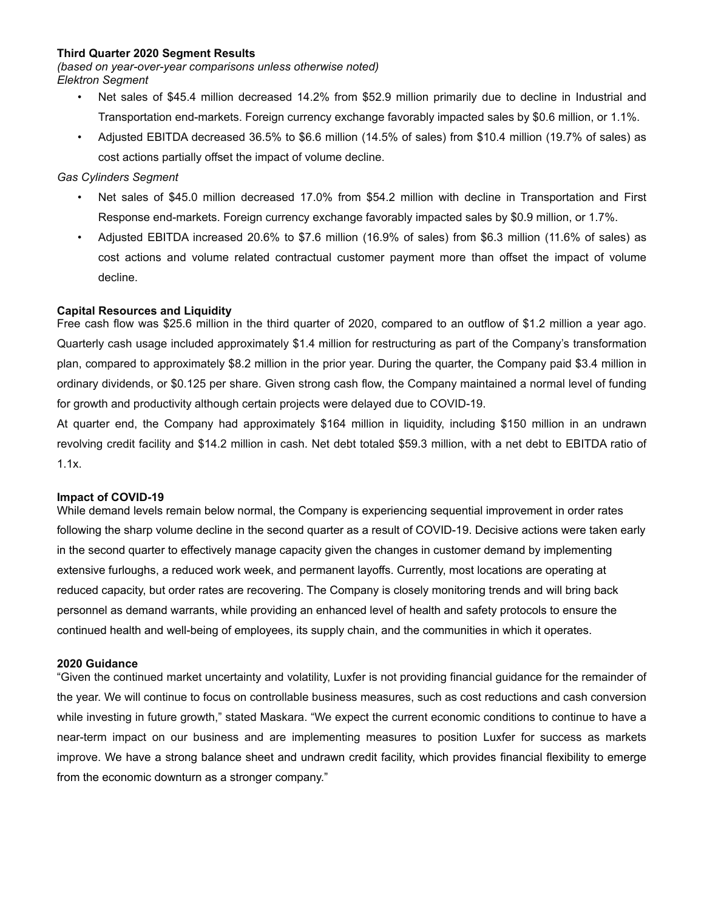**Third Quarter 2020 Segment Results**

*(based on year-over-year comparisons unless otherwise noted)*

*Elektron Segment*

- Net sales of $45.4 million decreased 14.2% from $52.9 million primarily due to decline in Industrial and Transportation end-markets. Foreign currency exchange favorably impacted sales by $0.6 million, or 1.1%.
- Adjusted EBITDA decreased 36.5% to $6.6 million (14.5% of sales) from $10.4 million (19.7% of sales) as cost actions partially offset the impact of volume decline.

*Gas Cylinders Segment*

- Net sales of $45.0 million decreased 17.0% from $54.2 million with decline in Transportation and First Response end-markets. Foreign currency exchange favorably impacted sales by $0.9 million, or 1.7%.
- Adjusted EBITDA increased 20.6% to $7.6 million (16.9% of sales) from $6.3 million (11.6% of sales) as cost actions and volume related contractual customer payment more than offset the impact of volume decline.

**Capital Resources and Liquidity**

Free cash flow was $25.6 million in the third quarter of 2020, compared to an outflow of $1.2 million a year ago. Quarterly cash usage included approximately $1.4 million for restructuring as part of the Company's transformation plan, compared to approximately $8.2 million in the prior year. During the quarter, the Company paid $3.4 million in ordinary dividends, or $0.125 per share. Given strong cash flow, the Company maintained a normal level of funding for growth and productivity although certain projects were delayed due to COVID-19.

At quarter end, the Company had approximately $164 million in liquidity, including $150 million in an undrawn revolving credit facility and $14.2 million in cash. Net debt totaled $59.3 million, with a net debt to EBITDA ratio of 1.1x.

**Impact of COVID-19**

While demand levels remain below normal, the Company is experiencing sequential improvement in order rates following the sharp volume decline in the second quarter as a result of COVID-19. Decisive actions were taken early in the second quarter to effectively manage capacity given the changes in customer demand by implementing extensive furloughs, a reduced work week, and permanent layoffs. Currently, most locations are operating at reduced capacity, but order rates are recovering. The Company is closely monitoring trends and will bring back personnel as demand warrants, while providing an enhanced level of health and safety protocols to ensure the continued health and well-being of employees, its supply chain, and the communities in which it operates.

**2020 Guidance**

"Given the continued market uncertainty and volatility, Luxfer is not providing financial guidance for the remainder of the year. We will continue to focus on controllable business measures, such as cost reductions and cash conversion while investing in future growth," stated Maskara. "We expect the current economic conditions to continue to have a near-term impact on our business and are implementing measures to position Luxfer for success as markets improve. We have a strong balance sheet and undrawn credit facility, which provides financial flexibility to emerge from the economic downturn as a stronger company."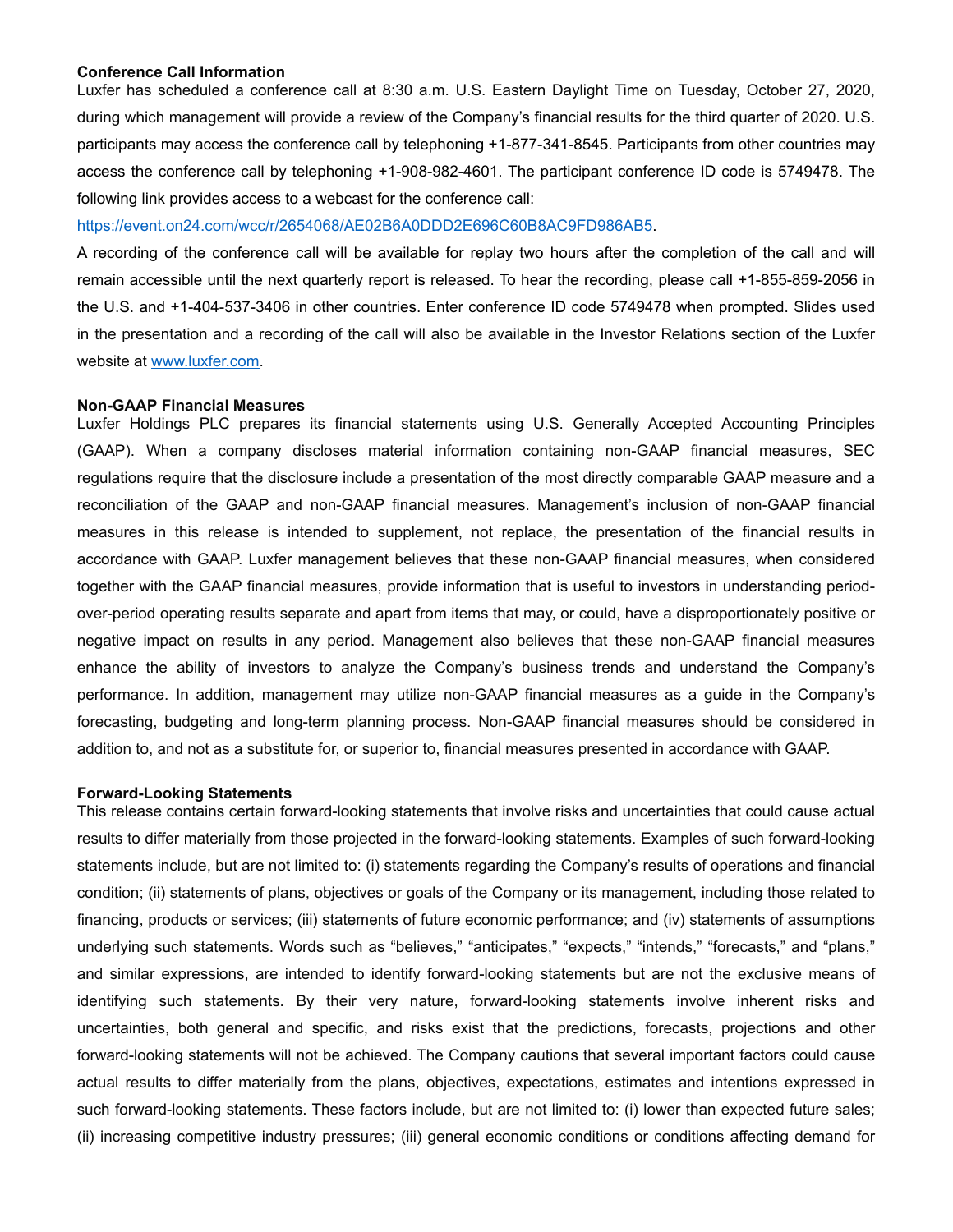**Conference Call Information**

Luxfer has scheduled a conference call at 8:30 a.m. U.S. Eastern Daylight Time on Tuesday, October 27, 2020, during which management will provide a review of the Company's financial results for the third quarter of 2020. U.S. participants may access the conference call by telephoning +1-877-341-8545. Participants from other countries may access the conference call by telephoning +1-908-982-4601. The participant conference ID code is 5749478. The following link provides access to a webcast for the conference call:

https://event.on24.com/wcc/r/2654068/AE02B6A0DDD2E696C60B8AC9FD986AB5.

A recording of the conference call will be available for replay two hours after the completion of the call and will remain accessible until the next quarterly report is released. To hear the recording, please call +1-855-859-2056 in the U.S. and +1-404-537-3406 in other countries. Enter conference ID code 5749478 when prompted. Slides used in the presentation and a recording of the call will also be available in the Investor Relations section of the Luxfer website at www.luxfer.com.

**Non-GAAP Financial Measures**

Luxfer Holdings PLC prepares its financial statements using U.S. Generally Accepted Accounting Principles (GAAP). When a company discloses material information containing non-GAAP financial measures, SEC regulations require that the disclosure include a presentation of the most directly comparable GAAP measure and a reconciliation of the GAAP and non-GAAP financial measures. Management's inclusion of non-GAAP financial measures in this release is intended to supplement, not replace, the presentation of the financial results in accordance with GAAP. Luxfer management believes that these non-GAAP financial measures, when considered together with the GAAP financial measures, provide information that is useful to investors in understanding period-over-period operating results separate and apart from items that may, or could, have a disproportionately positive or negative impact on results in any period. Management also believes that these non-GAAP financial measures enhance the ability of investors to analyze the Company's business trends and understand the Company's performance. In addition, management may utilize non-GAAP financial measures as a guide in the Company's forecasting, budgeting and long-term planning process. Non-GAAP financial measures should be considered in addition to, and not as a substitute for, or superior to, financial measures presented in accordance with GAAP.

**Forward-Looking Statements**

This release contains certain forward-looking statements that involve risks and uncertainties that could cause actual results to differ materially from those projected in the forward-looking statements. Examples of such forward-looking statements include, but are not limited to: (i) statements regarding the Company's results of operations and financial condition; (ii) statements of plans, objectives or goals of the Company or its management, including those related to financing, products or services; (iii) statements of future economic performance; and (iv) statements of assumptions underlying such statements. Words such as "believes," "anticipates," "expects," "intends," "forecasts," and "plans," and similar expressions, are intended to identify forward-looking statements but are not the exclusive means of identifying such statements. By their very nature, forward-looking statements involve inherent risks and uncertainties, both general and specific, and risks exist that the predictions, forecasts, projections and other forward-looking statements will not be achieved. The Company cautions that several important factors could cause actual results to differ materially from the plans, objectives, expectations, estimates and intentions expressed in such forward-looking statements. These factors include, but are not limited to: (i) lower than expected future sales; (ii) increasing competitive industry pressures; (iii) general economic conditions or conditions affecting demand for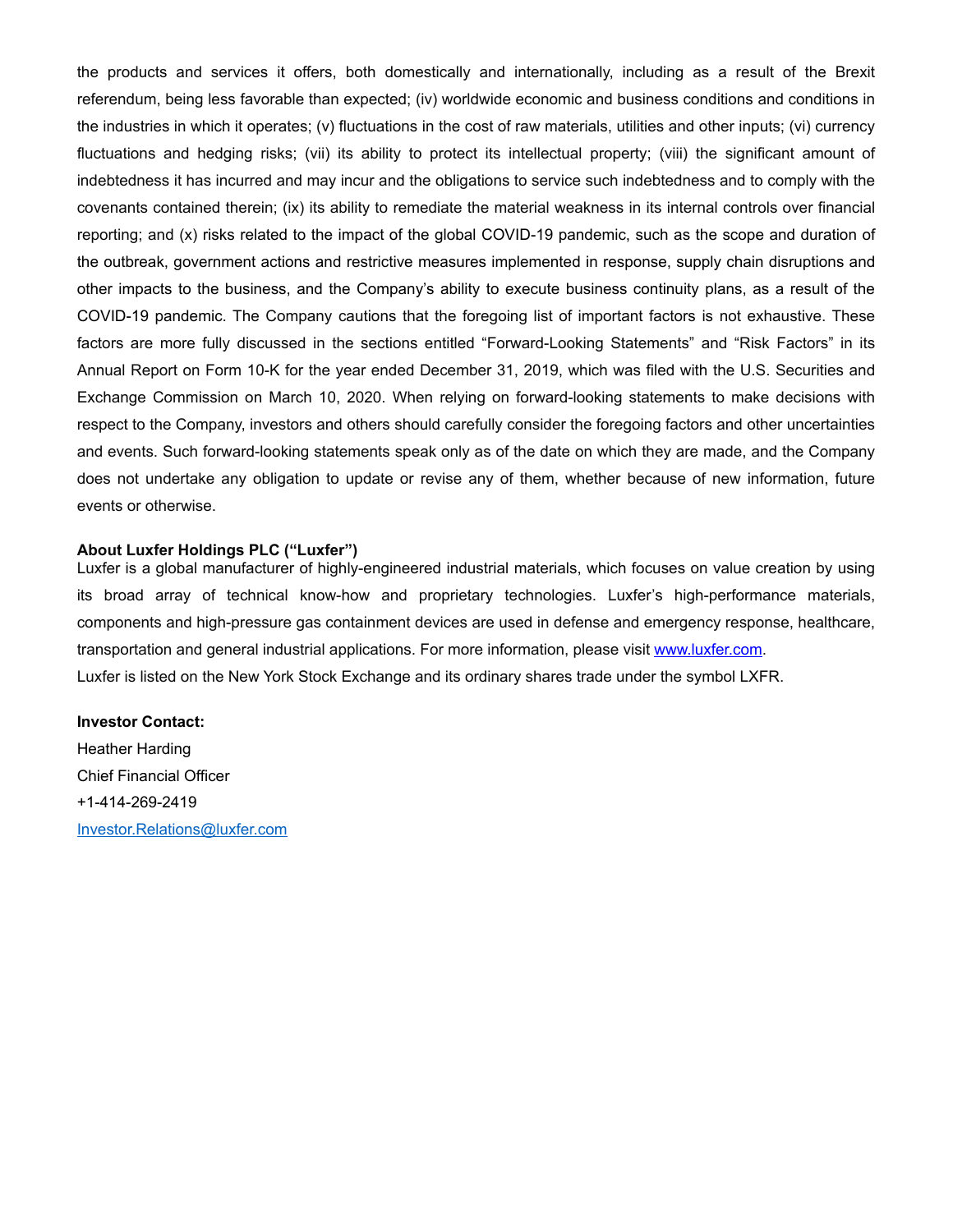the products and services it offers, both domestically and internationally, including as a result of the Brexit referendum, being less favorable than expected; (iv) worldwide economic and business conditions and conditions in the industries in which it operates; (v) fluctuations in the cost of raw materials, utilities and other inputs; (vi) currency fluctuations and hedging risks; (vii) its ability to protect its intellectual property; (viii) the significant amount of indebtedness it has incurred and may incur and the obligations to service such indebtedness and to comply with the covenants contained therein; (ix) its ability to remediate the material weakness in its internal controls over financial reporting; and (x) risks related to the impact of the global COVID-19 pandemic, such as the scope and duration of the outbreak, government actions and restrictive measures implemented in response, supply chain disruptions and other impacts to the business, and the Company's ability to execute business continuity plans, as a result of the COVID-19 pandemic. The Company cautions that the foregoing list of important factors is not exhaustive. These factors are more fully discussed in the sections entitled "Forward-Looking Statements" and "Risk Factors" in its Annual Report on Form 10-K for the year ended December 31, 2019, which was filed with the U.S. Securities and Exchange Commission on March 10, 2020. When relying on forward-looking statements to make decisions with respect to the Company, investors and others should carefully consider the foregoing factors and other uncertainties and events. Such forward-looking statements speak only as of the date on which they are made, and the Company does not undertake any obligation to update or revise any of them, whether because of new information, future events or otherwise.

**About Luxfer Holdings PLC ("Luxfer")**

Luxfer is a global manufacturer of highly-engineered industrial materials, which focuses on value creation by using its broad array of technical know-how and proprietary technologies. Luxfer's high-performance materials, components and high-pressure gas containment devices are used in defense and emergency response, healthcare, transportation and general industrial applications. For more information, please visit [www.luxfer.com](http://www.luxfer.com).

Luxfer is listed on the New York Stock Exchange and its ordinary shares trade under the symbol LXFR.

**Investor Contact:**

Heather Harding

Chief Financial Officer

+1-414-269-2419

[Investor.Relations@luxfer.com](mailto:Investor.Relations@luxfer.com)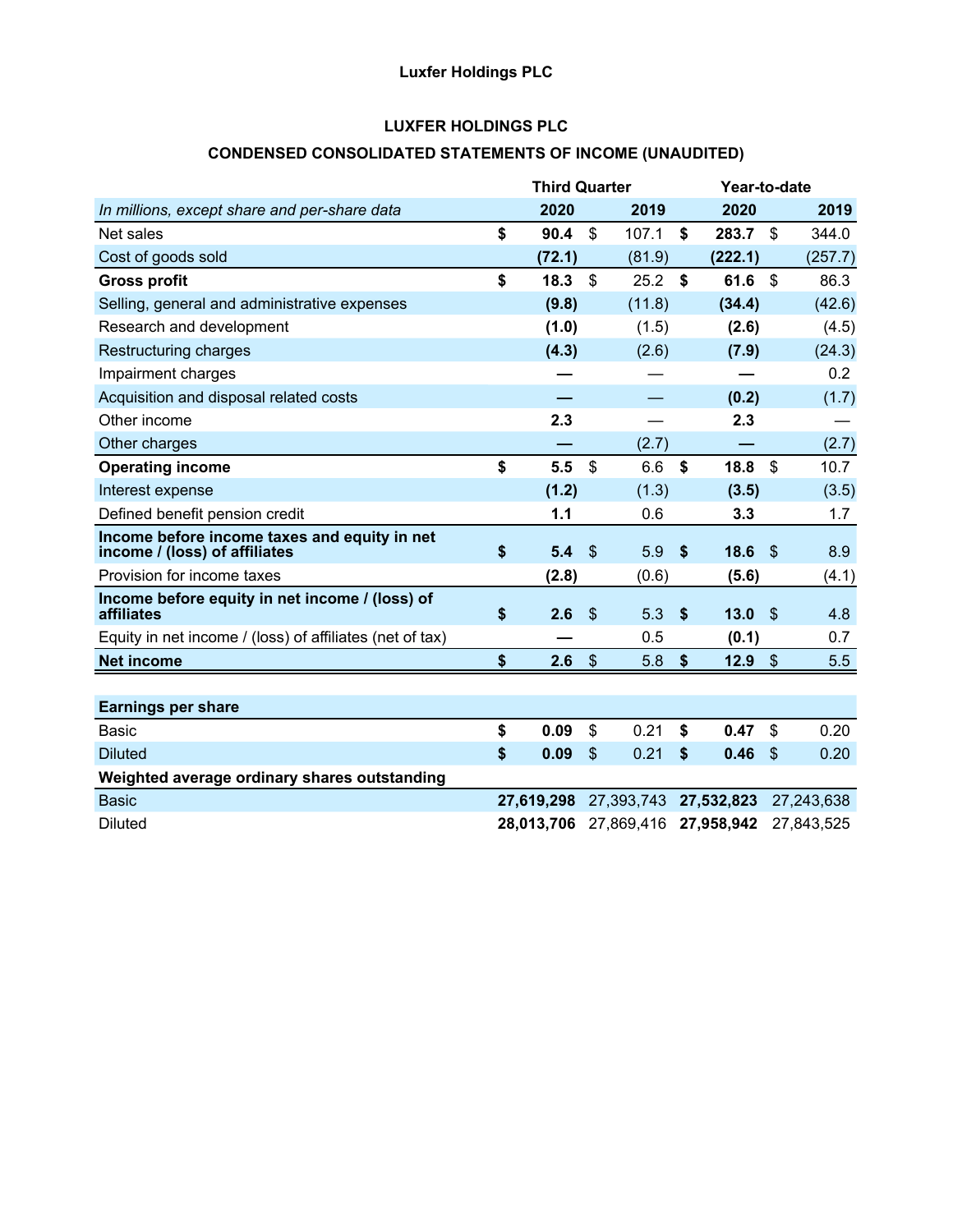Luxfer Holdings PLC

## LUXFER HOLDINGS PLC

## CONDENSED CONSOLIDATED STATEMENTS OF INCOME (UNAUDITED)

| *In millions, except share and per-share data* | Third Quarter 2020 | Third Quarter 2019 | Year-to-date 2020 | Year-to-date 2019 |
|---|---|---|---|---|
| Net sales | **$ 90.4** | $ 107.1 | **$ 283.7** | $ 344.0 |
| Cost of goods sold | **(72.1)** | (81.9) | **(222.1)** | (257.7) |
| **Gross profit** | **$ 18.3** | $ 25.2 | **$ 61.6** | $ 86.3 |
| Selling, general and administrative expenses | **(9.8)** | (11.8) | **(34.4)** | (42.6) |
| Research and development | **(1.0)** | (1.5) | **(2.6)** | (4.5) |
| Restructuring charges | **(4.3)** | (2.6) | **(7.9)** | (24.3) |
| Impairment charges | **—** | — | **—** | 0.2 |
| Acquisition and disposal related costs | **—** | — | **(0.2)** | (1.7) |
| Other income | **2.3** | — | **2.3** | — |
| Other charges | **—** | (2.7) | **—** | (2.7) |
| **Operating income** | **$ 5.5** | $ 6.6 | **$ 18.8** | $ 10.7 |
| Interest expense | **(1.2)** | (1.3) | **(3.5)** | (3.5) |
| Defined benefit pension credit | **1.1** | 0.6 | **3.3** | 1.7 |
| **Income before income taxes and equity in net income / (loss) of affiliates** | **$ 5.4** | $ 5.9 | **$ 18.6** | $ 8.9 |
| Provision for income taxes | **(2.8)** | (0.6) | **(5.6)** | (4.1) |
| **Income before equity in net income / (loss) of affiliates** | **$ 2.6** | $ 5.3 | **$ 13.0** | $ 4.8 |
| Equity in net income / (loss) of affiliates (net of tax) | **—** | 0.5 | **(0.1)** | 0.7 |
| **Net income** | **$ 2.6** | $ 5.8 | **$ 12.9** | $ 5.5 |
| | | | | |
| **Earnings per share** | | | | |
| Basic | **$ 0.09** | $ 0.21 | **$ 0.47** | $ 0.20 |
| Diluted | **$ 0.09** | $ 0.21 | **$ 0.46** | $ 0.20 |
| **Weighted average ordinary shares outstanding** | | | | |
| Basic | **27,619,298** | 27,393,743 | **27,532,823** | 27,243,638 |
| Diluted | **28,013,706** | 27,869,416 | **27,958,942** | 27,843,525 |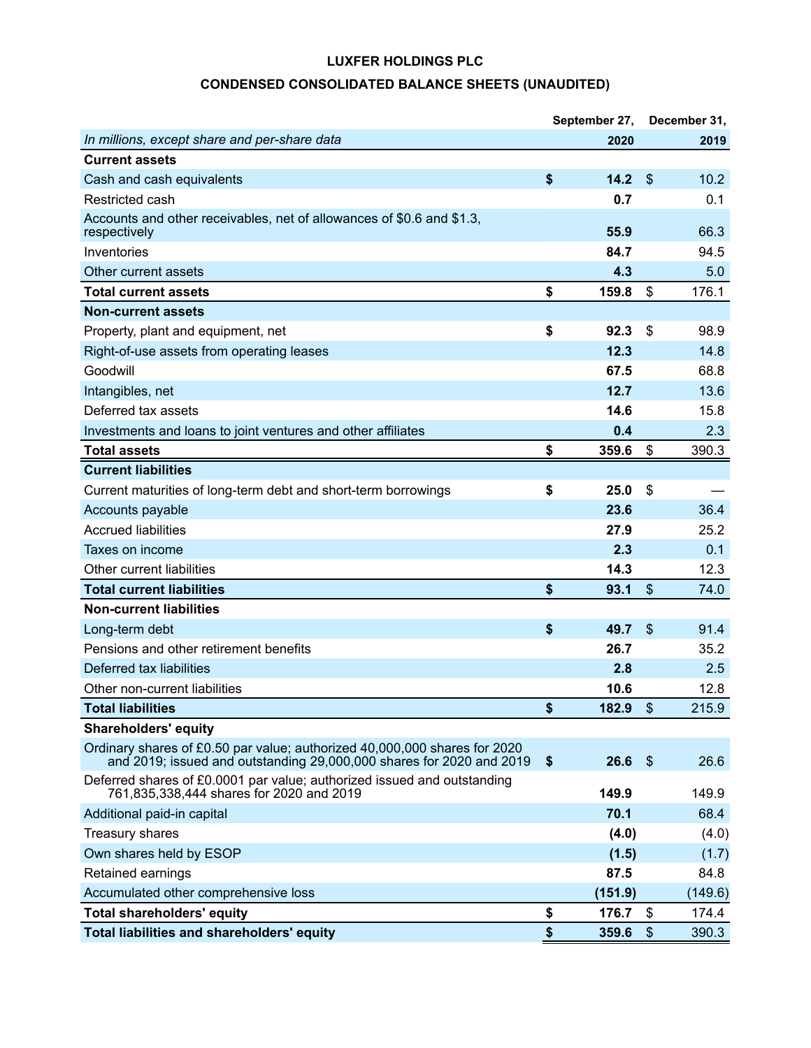# LUXFER HOLDINGS PLC

## CONDENSED CONSOLIDATED BALANCE SHEETS (UNAUDITED)

| *In millions, except share and per-share data* | September 27, 2020 | December 31, 2019 |
|---|---|---|
| **Current assets** | | |
| Cash and cash equivalents | **$ 14.2** | $ 10.2 |
| Restricted cash | **0.7** | 0.1 |
| Accounts and other receivables, net of allowances of $0.6 and $1.3, respectively | **55.9** | 66.3 |
| Inventories | **84.7** | 94.5 |
| Other current assets | **4.3** | 5.0 |
| **Total current assets** | **$ 159.8** | $ 176.1 |
| **Non-current assets** | | |
| Property, plant and equipment, net | **$ 92.3** | $ 98.9 |
| Right-of-use assets from operating leases | **12.3** | 14.8 |
| Goodwill | **67.5** | 68.8 |
| Intangibles, net | **12.7** | 13.6 |
| Deferred tax assets | **14.6** | 15.8 |
| Investments and loans to joint ventures and other affiliates | **0.4** | 2.3 |
| **Total assets** | **$ 359.6** | $ 390.3 |
| **Current liabilities** | | |
| Current maturities of long-term debt and short-term borrowings | **$ 25.0** | $ — |
| Accounts payable | **23.6** | 36.4 |
| Accrued liabilities | **27.9** | 25.2 |
| Taxes on income | **2.3** | 0.1 |
| Other current liabilities | **14.3** | 12.3 |
| **Total current liabilities** | **$ 93.1** | $ 74.0 |
| **Non-current liabilities** | | |
| Long-term debt | **$ 49.7** | $ 91.4 |
| Pensions and other retirement benefits | **26.7** | 35.2 |
| Deferred tax liabilities | **2.8** | 2.5 |
| Other non-current liabilities | **10.6** | 12.8 |
| **Total liabilities** | **$ 182.9** | $ 215.9 |
| **Shareholders' equity** | | |
| Ordinary shares of £0.50 par value; authorized 40,000,000 shares for 2020 and 2019; issued and outstanding 29,000,000 shares for 2020 and 2019 | **$ 26.6** | $ 26.6 |
| Deferred shares of £0.0001 par value; authorized issued and outstanding 761,835,338,444 shares for 2020 and 2019 | **149.9** | 149.9 |
| Additional paid-in capital | **70.1** | 68.4 |
| Treasury shares | **(4.0)** | (4.0) |
| Own shares held by ESOP | **(1.5)** | (1.7) |
| Retained earnings | **87.5** | 84.8 |
| Accumulated other comprehensive loss | **(151.9)** | (149.6) |
| **Total shareholders' equity** | **$ 176.7** | $ 174.4 |
| **Total liabilities and shareholders' equity** | **$ 359.6** | $ 390.3 |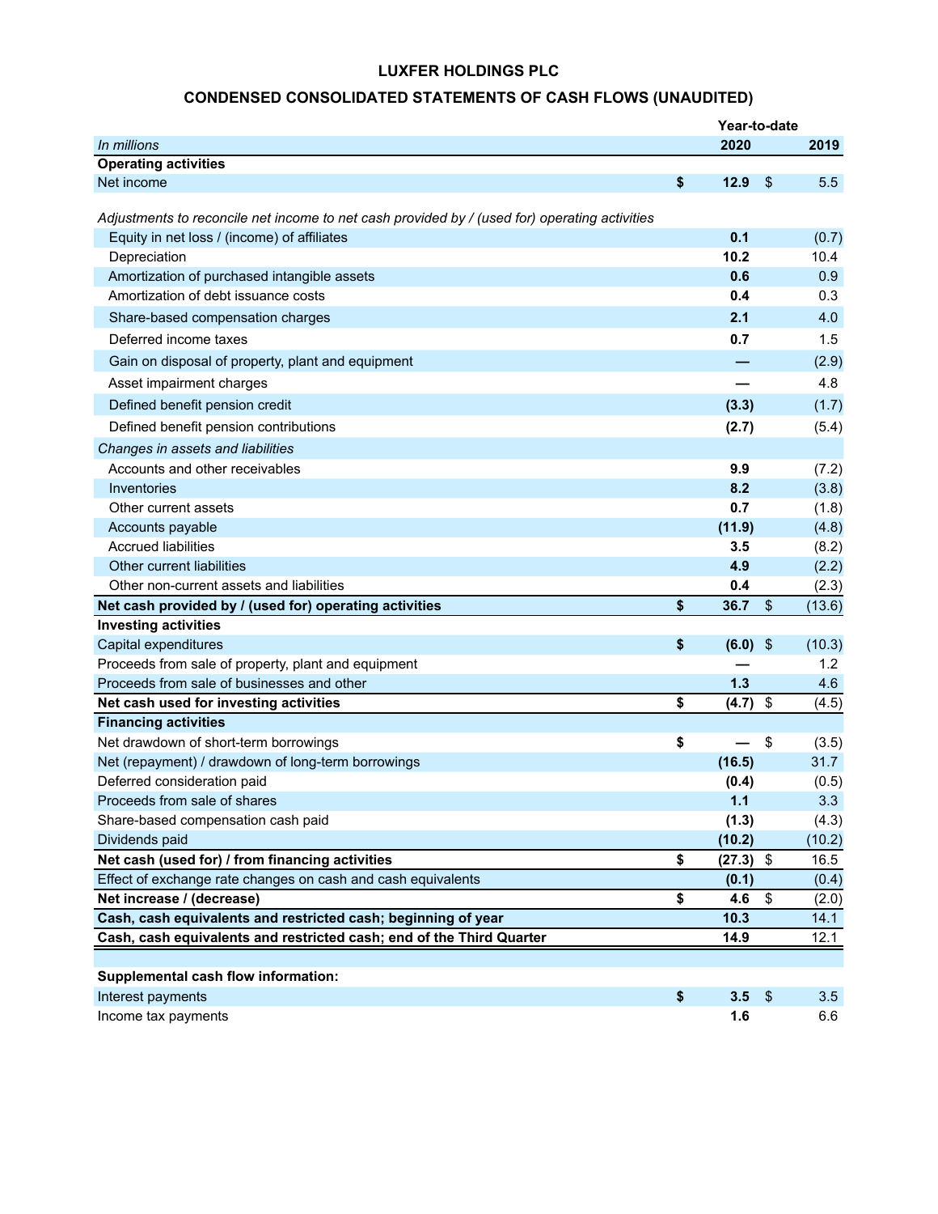# LUXFER HOLDINGS PLC

## CONDENSED CONSOLIDATED STATEMENTS OF CASH FLOWS (UNAUDITED)

| | Year-to-date | |
|---|---|---|
| *In millions* | **2020** | **2019** |
| **Operating activities** | | |
| Net income | **$ 12.9** | $ 5.5 |
| *Adjustments to reconcile net income to net cash provided by / (used for) operating activities* | | |
| Equity in net loss / (income) of affiliates | **0.1** | (0.7) |
| Depreciation | **10.2** | 10.4 |
| Amortization of purchased intangible assets | **0.6** | 0.9 |
| Amortization of debt issuance costs | **0.4** | 0.3 |
| Share-based compensation charges | **2.1** | 4.0 |
| Deferred income taxes | **0.7** | 1.5 |
| Gain on disposal of property, plant and equipment | **—** | (2.9) |
| Asset impairment charges | **—** | 4.8 |
| Defined benefit pension credit | **(3.3)** | (1.7) |
| Defined benefit pension contributions | **(2.7)** | (5.4) |
| *Changes in assets and liabilities* | | |
| Accounts and other receivables | **9.9** | (7.2) |
| Inventories | **8.2** | (3.8) |
| Other current assets | **0.7** | (1.8) |
| Accounts payable | **(11.9)** | (4.8) |
| Accrued liabilities | **3.5** | (8.2) |
| Other current liabilities | **4.9** | (2.2) |
| Other non-current assets and liabilities | **0.4** | (2.3) |
| **Net cash provided by / (used for) operating activities** | **$ 36.7** | $ (13.6) |
| **Investing activities** | | |
| Capital expenditures | **$ (6.0)** | $ (10.3) |
| Proceeds from sale of property, plant and equipment | **—** | 1.2 |
| Proceeds from sale of businesses and other | **1.3** | 4.6 |
| **Net cash used for investing activities** | **$ (4.7)** | $ (4.5) |
| **Financing activities** | | |
| Net drawdown of short-term borrowings | **$ —** | $ (3.5) |
| Net (repayment) / drawdown of long-term borrowings | **(16.5)** | 31.7 |
| Deferred consideration paid | **(0.4)** | (0.5) |
| Proceeds from sale of shares | **1.1** | 3.3 |
| Share-based compensation cash paid | **(1.3)** | (4.3) |
| Dividends paid | **(10.2)** | (10.2) |
| **Net cash (used for) / from financing activities** | **$ (27.3)** | $ 16.5 |
| Effect of exchange rate changes on cash and cash equivalents | **(0.1)** | (0.4) |
| **Net increase / (decrease)** | **$ 4.6** | $ (2.0) |
| **Cash, cash equivalents and restricted cash; beginning of year** | **10.3** | 14.1 |
| **Cash, cash equivalents and restricted cash; end of the Third Quarter** | **14.9** | 12.1 |
| | | |
| **Supplemental cash flow information:** | | |
| Interest payments | **$ 3.5** | $ 3.5 |
| Income tax payments | **1.6** | 6.6 |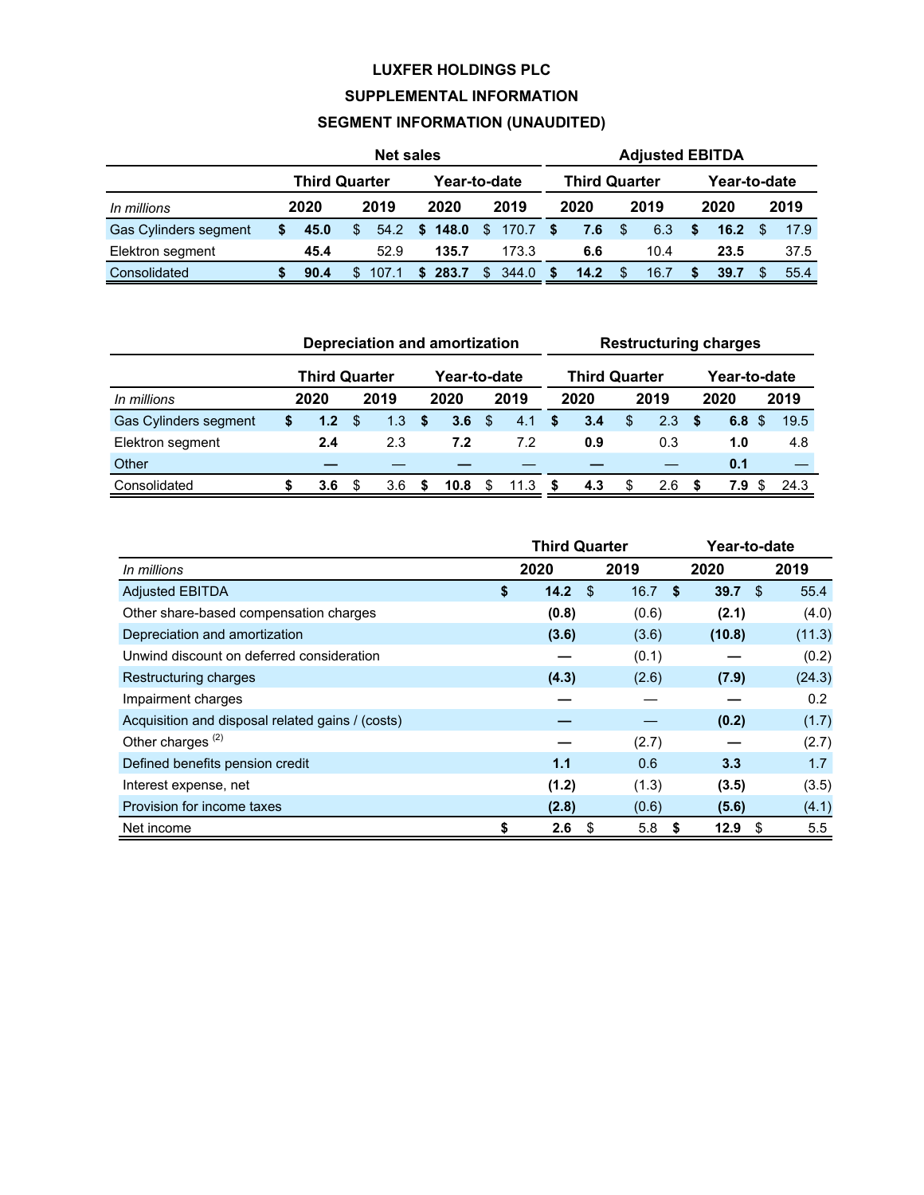# LUXFER HOLDINGS PLC

## SUPPLEMENTAL INFORMATION

## SEGMENT INFORMATION (UNAUDITED)

| | Net sales | | | | Adjusted EBITDA | | | |
|---|---|---|---|---|---|---|---|---|
| | Third Quarter | | Year-to-date | | Third Quarter | | Year-to-date | |
| *In millions* | **2020** | 2019 | **2020** | 2019 | **2020** | 2019 | **2020** | 2019 |
| Gas Cylinders segment | **$ 45.0** | $ 54.2 | **$ 148.0** | $ 170.7 | **$ 7.6** | $ 6.3 | **$ 16.2** | $ 17.9 |
| Elektron segment | **45.4** | 52.9 | **135.7** | 173.3 | **6.6** | 10.4 | **23.5** | 37.5 |
| Consolidated | **$ 90.4** | $ 107.1 | **$ 283.7** | $ 344.0 | **$ 14.2** | $ 16.7 | **$ 39.7** | $ 55.4 |

| | Depreciation and amortization | | | | Restructuring charges | | | |
|---|---|---|---|---|---|---|---|---|
| | Third Quarter | | Year-to-date | | Third Quarter | | Year-to-date | |
| *In millions* | **2020** | 2019 | **2020** | 2019 | **2020** | 2019 | **2020** | 2019 |
| Gas Cylinders segment | **$ 1.2** | $ 1.3 | **$ 3.6** | $ 4.1 | **$ 3.4** | $ 2.3 | **$ 6.8** | $ 19.5 |
| Elektron segment | **2.4** | 2.3 | **7.2** | 7.2 | **0.9** | 0.3 | **1.0** | 4.8 |
| Other | **—** | — | **—** | — | **—** | — | **0.1** | — |
| Consolidated | **$ 3.6** | $ 3.6 | **$ 10.8** | $ 11.3 | **$ 4.3** | $ 2.6 | **$ 7.9** | $ 24.3 |

| | Third Quarter | | Year-to-date | |
|---|---|---|---|---|
| *In millions* | **2020** | 2019 | **2020** | 2019 |
| Adjusted EBITDA | **$ 14.2** | $ 16.7 | **$ 39.7** | $ 55.4 |
| Other share-based compensation charges | **(0.8)** | (0.6) | **(2.1)** | (4.0) |
| Depreciation and amortization | **(3.6)** | (3.6) | **(10.8)** | (11.3) |
| Unwind discount on deferred consideration | **—** | (0.1) | **—** | (0.2) |
| Restructuring charges | **(4.3)** | (2.6) | **(7.9)** | (24.3) |
| Impairment charges | **—** | — | **—** | 0.2 |
| Acquisition and disposal related gains / (costs) | **—** | — | **(0.2)** | (1.7) |
| Other charges [(2)] | **—** | (2.7) | **—** | (2.7) |
| Defined benefits pension credit | **1.1** | 0.6 | **3.3** | 1.7 |
| Interest expense, net | **(1.2)** | (1.3) | **(3.5)** | (3.5) |
| Provision for income taxes | **(2.8)** | (0.6) | **(5.6)** | (4.1) |
| Net income | **$ 2.6** | $ 5.8 | **$ 12.9** | $ 5.5 |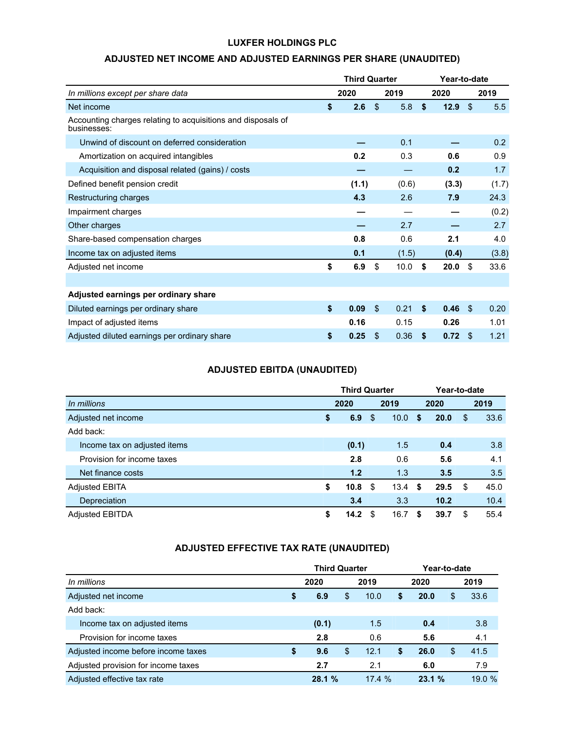# LUXFER HOLDINGS PLC

## ADJUSTED NET INCOME AND ADJUSTED EARNINGS PER SHARE (UNAUDITED)

| | Third Quarter | | Year-to-date | |
|---|---|---|---|---|
| *In millions except per share data* | **2020** | **2019** | **2020** | **2019** |
| Net income | **$ 2.6** | $ 5.8 | **$ 12.9** | $ 5.5 |
| Accounting charges relating to acquisitions and disposals of businesses: | | | | |
| Unwind of discount on deferred consideration | **—** | 0.1 | **—** | 0.2 |
| Amortization on acquired intangibles | **0.2** | 0.3 | **0.6** | 0.9 |
| Acquisition and disposal related (gains) / costs | **—** | — | **0.2** | 1.7 |
| Defined benefit pension credit | **(1.1)** | (0.6) | **(3.3)** | (1.7) |
| Restructuring charges | **4.3** | 2.6 | **7.9** | 24.3 |
| Impairment charges | **—** | — | **—** | (0.2) |
| Other charges | **—** | 2.7 | **—** | 2.7 |
| Share-based compensation charges | **0.8** | 0.6 | **2.1** | 4.0 |
| Income tax on adjusted items | **0.1** | (1.5) | **(0.4)** | (3.8) |
| Adjusted net income | **$ 6.9** | $ 10.0 | **$ 20.0** | $ 33.6 |
| | | | | |
| **Adjusted earnings per ordinary share** | | | | |
| Diluted earnings per ordinary share | **$ 0.09** | $ 0.21 | **$ 0.46** | $ 0.20 |
| Impact of adjusted items | **0.16** | 0.15 | **0.26** | 1.01 |
| Adjusted diluted earnings per ordinary share | **$ 0.25** | $ 0.36 | **$ 0.72** | $ 1.21 |

## ADJUSTED EBITDA (UNAUDITED)

| | Third Quarter | | Year-to-date | |
|---|---|---|---|---|
| *In millions* | **2020** | **2019** | **2020** | **2019** |
| Adjusted net income | **$ 6.9** | $ 10.0 | **$ 20.0** | $ 33.6 |
| Add back: | | | | |
| Income tax on adjusted items | **(0.1)** | 1.5 | **0.4** | 3.8 |
| Provision for income taxes | **2.8** | 0.6 | **5.6** | 4.1 |
| Net finance costs | **1.2** | 1.3 | **3.5** | 3.5 |
| Adjusted EBITA | **$ 10.8** | $ 13.4 | **$ 29.5** | $ 45.0 |
| Depreciation | **3.4** | 3.3 | **10.2** | 10.4 |
| Adjusted EBITDA | **$ 14.2** | $ 16.7 | **$ 39.7** | $ 55.4 |

## ADJUSTED EFFECTIVE TAX RATE (UNAUDITED)

| | Third Quarter | | Year-to-date | |
|---|---|---|---|---|
| *In millions* | **2020** | **2019** | **2020** | **2019** |
| Adjusted net income | **$ 6.9** | $ 10.0 | **$ 20.0** | $ 33.6 |
| Add back: | | | | |
| Income tax on adjusted items | **(0.1)** | 1.5 | **0.4** | 3.8 |
| Provision for income taxes | **2.8** | 0.6 | **5.6** | 4.1 |
| Adjusted income before income taxes | **$ 9.6** | $ 12.1 | **$ 26.0** | $ 41.5 |
| Adjusted provision for income taxes | **2.7** | 2.1 | **6.0** | 7.9 |
| Adjusted effective tax rate | **28.1 %** | 17.4 % | **23.1 %** | 19.0 % |